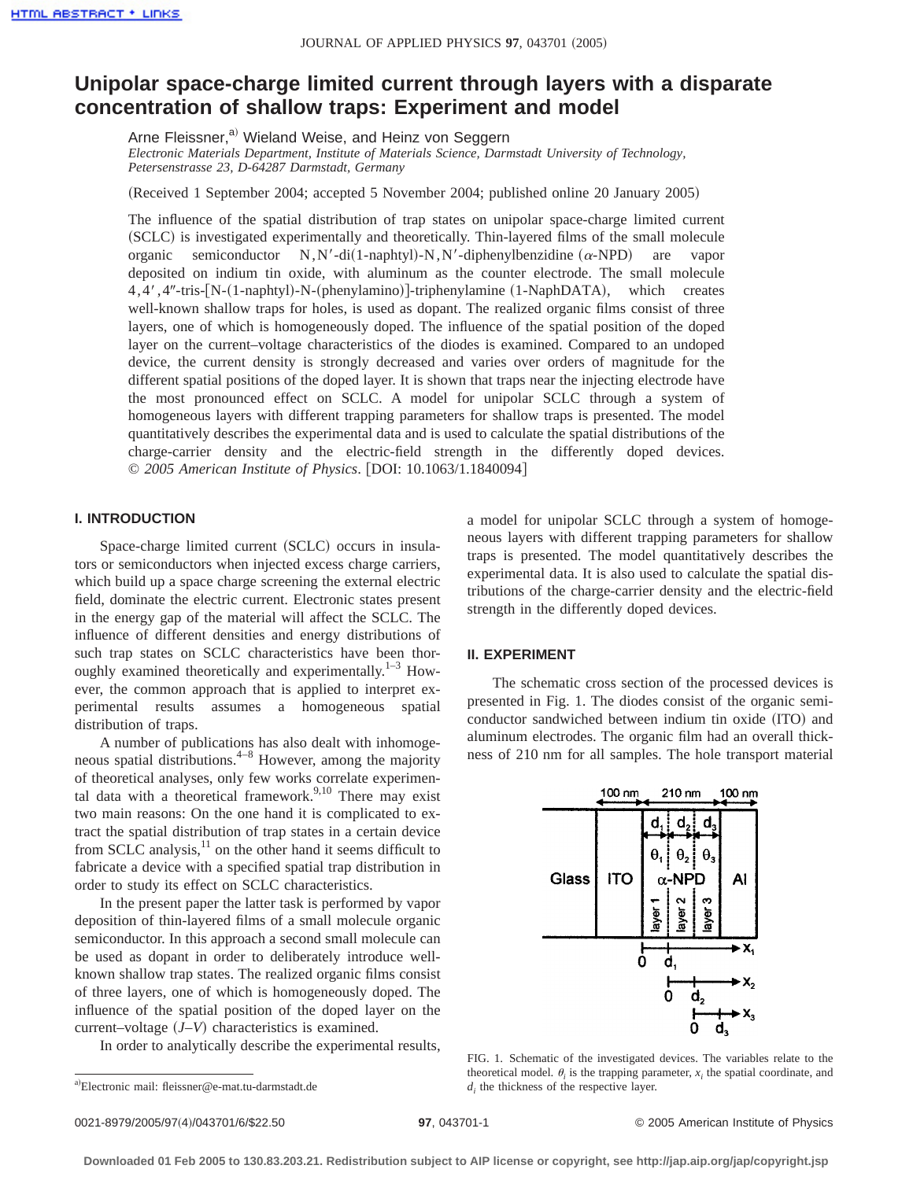# Unipolar space-charge limited current through layers with a disparate concentration of shallow traps: Experiment and model

Arne Fleissner,[a] Wieland Weise, and Heinz von Seggern

*Electronic Materials Department, Institute of Materials Science, Darmstadt University of Technology, Petersenstrasse 23, D-64287 Darmstadt, Germany*

(Received 1 September 2004; accepted 5 November 2004; published online 20 January 2005)

The influence of the spatial distribution of trap states on unipolar space-charge limited current (SCLC) is investigated experimentally and theoretically. Thin-layered films of the small molecule organic semiconductor N,N′-di(1-naphtyl)-N,N′-diphenylbenzidine ($\alpha$-NPD) are vapor deposited on indium tin oxide, with aluminum as the counter electrode. The small molecule 4,4′,4″-tris-[N-(1-naphtyl)-N-(phenylamino)]-triphenylamine (1-NaphDATA), which creates well-known shallow traps for holes, is used as dopant. The realized organic films consist of three layers, one of which is homogeneously doped. The influence of the spatial position of the doped layer on the current–voltage characteristics of the diodes is examined. Compared to an undoped device, the current density is strongly decreased and varies over orders of magnitude for the different spatial positions of the doped layer. It is shown that traps near the injecting electrode have the most pronounced effect on SCLC. A model for unipolar SCLC through a system of homogeneous layers with different trapping parameters for shallow traps is presented. The model quantitatively describes the experimental data and is used to calculate the spatial distributions of the charge-carrier density and the electric-field strength in the differently doped devices. © *2005 American Institute of Physics*. [DOI: 10.1063/1.1840094]

## I. INTRODUCTION

Space-charge limited current (SCLC) occurs in insulators or semiconductors when injected excess charge carriers, which build up a space charge screening the external electric field, dominate the electric current. Electronic states present in the energy gap of the material will affect the SCLC. The influence of different densities and energy distributions of such trap states on SCLC characteristics have been thoroughly examined theoretically and experimentally.[1–3] However, the common approach that is applied to interpret experimental results assumes a homogeneous spatial distribution of traps.

A number of publications has also dealt with inhomogeneous spatial distributions.[4–8] However, among the majority of theoretical analyses, only few works correlate experimental data with a theoretical framework.[9,10] There may exist two main reasons: On the one hand it is complicated to extract the spatial distribution of trap states in a certain device from SCLC analysis,[11] on the other hand it seems difficult to fabricate a device with a specified spatial trap distribution in order to study its effect on SCLC characteristics.

In the present paper the latter task is performed by vapor deposition of thin-layered films of a small molecule organic semiconductor. In this approach a second small molecule can be used as dopant in order to deliberately introduce well-known shallow trap states. The realized organic films consist of three layers, one of which is homogeneously doped. The influence of the spatial position of the doped layer on the current–voltage (*J–V*) characteristics is examined.

In order to analytically describe the experimental results, a model for unipolar SCLC through a system of homogeneous layers with different trapping parameters for shallow traps is presented. The model quantitatively describes the experimental data. It is also used to calculate the spatial distributions of the charge-carrier density and the electric-field strength in the differently doped devices.

## II. EXPERIMENT

The schematic cross section of the processed devices is presented in Fig. 1. The diodes consist of the organic semiconductor sandwiched between indium tin oxide (ITO) and aluminum electrodes. The organic film had an overall thickness of 210 nm for all samples. The hole transport material

FIG. 1. Schematic of the investigated devices. The variables relate to the theoretical model. $\theta_i$ is the trapping parameter, $x_i$ the spatial coordinate, and $d_i$ the thickness of the respective layer.

[a]Electronic mail: fleissner@e-mat.tu-darmstadt.de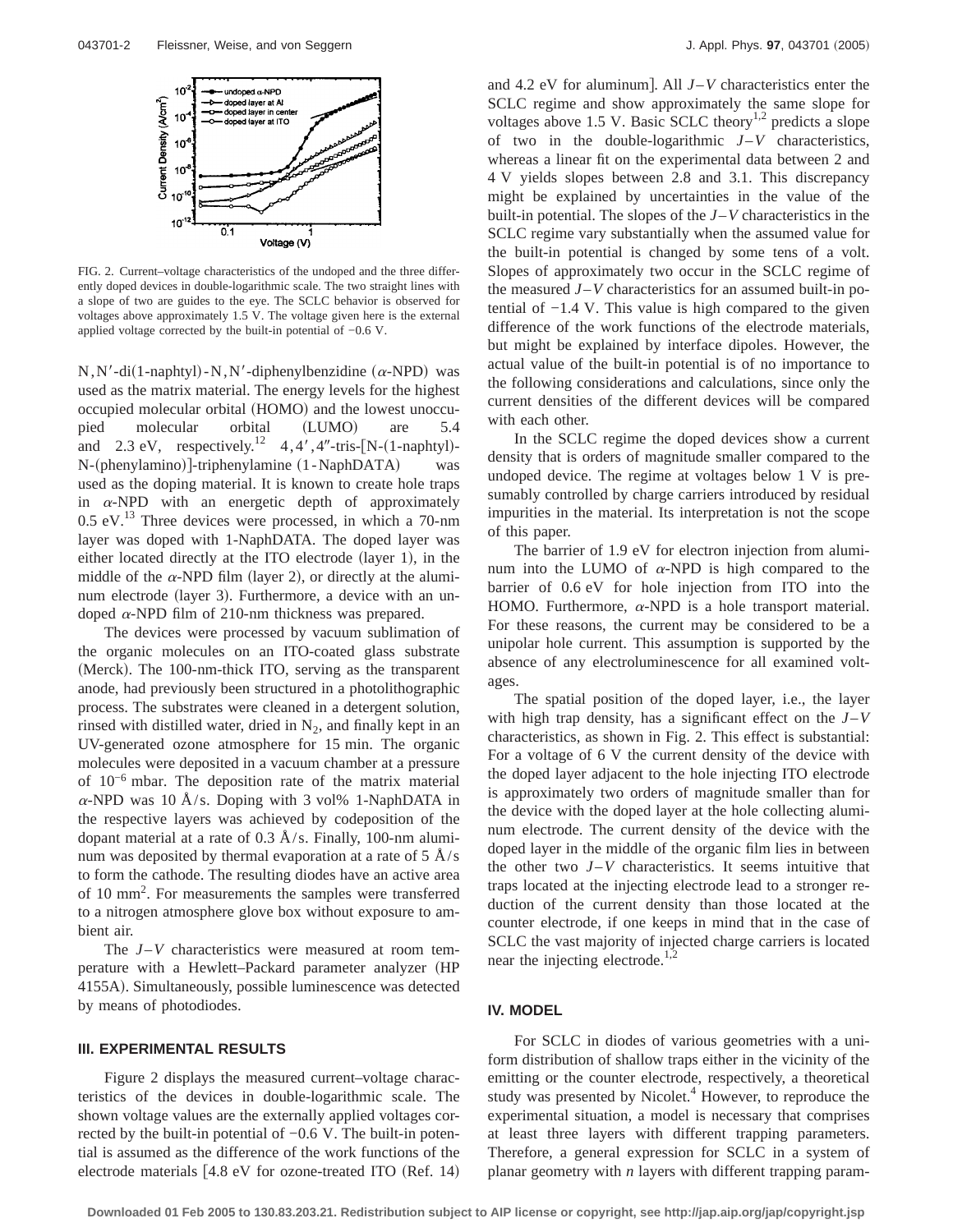FIG. 2. Current–voltage characteristics of the undoped and the three differently doped devices in double-logarithmic scale. The two straight lines with a slope of two are guides to the eye. The SCLC behavior is observed for voltages above approximately 1.5 V. The voltage given here is the external applied voltage corrected by the built-in potential of −0.6 V.

N,N′-di(1-naphtyl)-N,N′-diphenylbenzidine ($\alpha$-NPD) was used as the matrix material. The energy levels for the highest occupied molecular orbital (HOMO) and the lowest unoccupied molecular orbital (LUMO) are 5.4 and 2.3 eV, respectively.[12] 4,4′,4″-tris-[N-(1-naphtyl)-N-(phenylamino)]-triphenylamine (1-NaphDATA) was used as the doping material. It is known to create hole traps in $\alpha$-NPD with an energetic depth of approximately 0.5 eV.[13] Three devices were processed, in which a 70-nm layer was doped with 1-NaphDATA. The doped layer was either located directly at the ITO electrode (layer 1), in the middle of the $\alpha$-NPD film (layer 2), or directly at the aluminum electrode (layer 3). Furthermore, a device with an undoped $\alpha$-NPD film of 210-nm thickness was prepared.

The devices were processed by vacuum sublimation of the organic molecules on an ITO-coated glass substrate (Merck). The 100-nm-thick ITO, serving as the transparent anode, had previously been structured in a photolithographic process. The substrates were cleaned in a detergent solution, rinsed with distilled water, dried in $N_2$, and finally kept in an UV-generated ozone atmosphere for 15 min. The organic molecules were deposited in a vacuum chamber at a pressure of $10^{-6}$ mbar. The deposition rate of the matrix material $\alpha$-NPD was 10 Å/s. Doping with 3 vol% 1-NaphDATA in the respective layers was achieved by codeposition of the dopant material at a rate of 0.3 Å/s. Finally, 100-nm aluminum was deposited by thermal evaporation at a rate of 5 Å/s to form the cathode. The resulting diodes have an active area of 10 mm$^2$. For measurements the samples were transferred to a nitrogen atmosphere glove box without exposure to ambient air.

The $J$–$V$ characteristics were measured at room temperature with a Hewlett–Packard parameter analyzer (HP 4155A). Simultaneously, possible luminescence was detected by means of photodiodes.

## III. EXPERIMENTAL RESULTS

Figure 2 displays the measured current–voltage characteristics of the devices in double-logarithmic scale. The shown voltage values are the externally applied voltages corrected by the built-in potential of −0.6 V. The built-in potential is assumed as the difference of the work functions of the electrode materials [4.8 eV for ozone-treated ITO (Ref. 14) and 4.2 eV for aluminum]. All $J$–$V$ characteristics enter the SCLC regime and show approximately the same slope for voltages above 1.5 V. Basic SCLC theory[1,2] predicts a slope of two in the double-logarithmic $J$–$V$ characteristics, whereas a linear fit on the experimental data between 2 and 4 V yields slopes between 2.8 and 3.1. This discrepancy might be explained by uncertainties in the value of the built-in potential. The slopes of the $J$–$V$ characteristics in the SCLC regime vary substantially when the assumed value for the built-in potential is changed by some tens of a volt. Slopes of approximately two occur in the SCLC regime of the measured $J$–$V$ characteristics for an assumed built-in potential of −1.4 V. This value is high compared to the given difference of the work functions of the electrode materials, but might be explained by interface dipoles. However, the actual value of the built-in potential is of no importance to the following considerations and calculations, since only the current densities of the different devices will be compared with each other.

In the SCLC regime the doped devices show a current density that is orders of magnitude smaller compared to the undoped device. The regime at voltages below 1 V is presumably controlled by charge carriers introduced by residual impurities in the material. Its interpretation is not the scope of this paper.

The barrier of 1.9 eV for electron injection from aluminum into the LUMO of $\alpha$-NPD is high compared to the barrier of 0.6 eV for hole injection from ITO into the HOMO. Furthermore, $\alpha$-NPD is a hole transport material. For these reasons, the current may be considered to be a unipolar hole current. This assumption is supported by the absence of any electroluminescence for all examined voltages.

The spatial position of the doped layer, i.e., the layer with high trap density, has a significant effect on the $J$–$V$ characteristics, as shown in Fig. 2. This effect is substantial: For a voltage of 6 V the current density of the device with the doped layer adjacent to the hole injecting ITO electrode is approximately two orders of magnitude smaller than for the device with the doped layer at the hole collecting aluminum electrode. The current density of the device with the doped layer in the middle of the organic film lies in between the other two $J$–$V$ characteristics. It seems intuitive that traps located at the injecting electrode lead to a stronger reduction of the current density than those located at the counter electrode, if one keeps in mind that in the case of SCLC the vast majority of injected charge carriers is located near the injecting electrode.[1,2]

## IV. MODEL

For SCLC in diodes of various geometries with a uniform distribution of shallow traps either in the vicinity of the emitting or the counter electrode, respectively, a theoretical study was presented by Nicolet.[4] However, to reproduce the experimental situation, a model is necessary that comprises at least three layers with different trapping parameters. Therefore, a general expression for SCLC in a system of planar geometry with $n$ layers with different trapping param-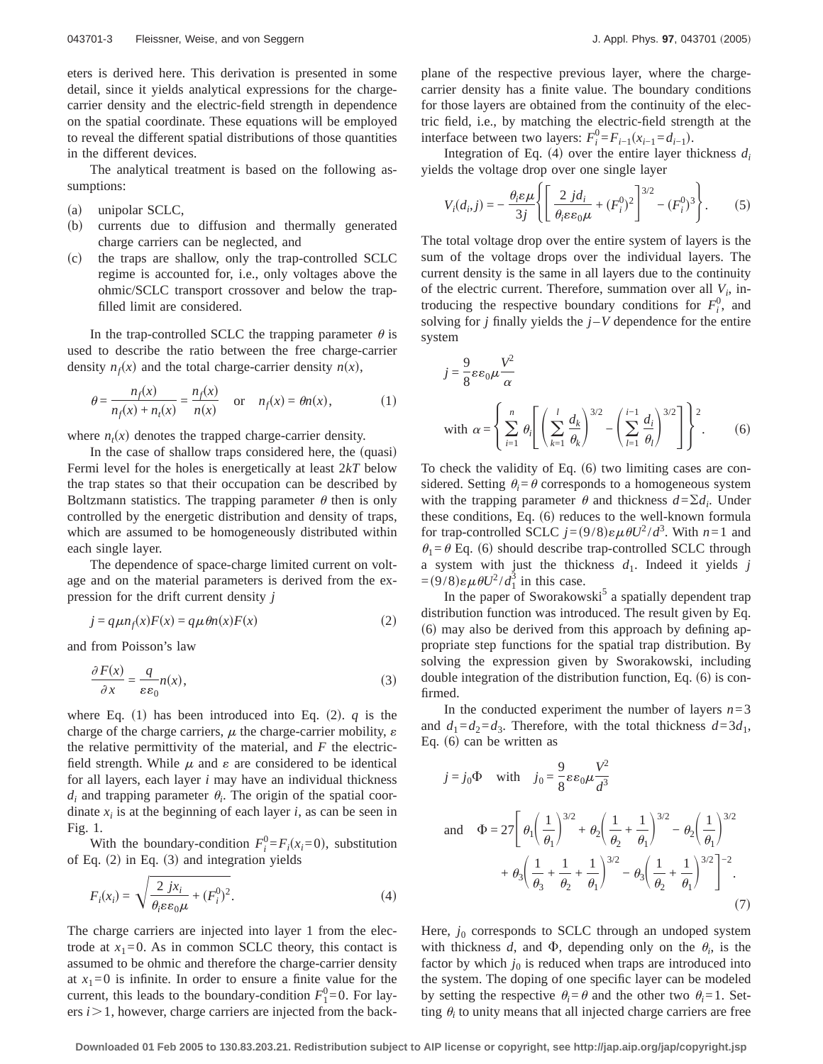eters is derived here. This derivation is presented in some detail, since it yields analytical expressions for the charge-carrier density and the electric-field strength in dependence on the spatial coordinate. These equations will be employed to reveal the different spatial distributions of those quantities in the different devices.

The analytical treatment is based on the following assumptions:

(a) unipolar SCLC,
(b) currents due to diffusion and thermally generated charge carriers can be neglected, and
(c) the traps are shallow, only the trap-controlled SCLC regime is accounted for, i.e., only voltages above the ohmic/SCLC transport crossover and below the trap-filled limit are considered.

In the trap-controlled SCLC the trapping parameter $\theta$ is used to describe the ratio between the free charge-carrier density $n_f(x)$ and the total charge-carrier density $n(x)$,

$$\theta = \frac{n_f(x)}{n_f(x) + n_t(x)} = \frac{n_f(x)}{n(x)} \quad \text{or} \quad n_f(x) = \theta n(x), \tag{1}$$

where $n_t(x)$ denotes the trapped charge-carrier density.

In the case of shallow traps considered here, the (quasi) Fermi level for the holes is energetically at least $2kT$ below the trap states so that their occupation can be described by Boltzmann statistics. The trapping parameter $\theta$ then is only controlled by the energetic distribution and density of traps, which are assumed to be homogeneously distributed within each single layer.

The dependence of space-charge limited current on voltage and on the material parameters is derived from the expression for the drift current density $j$

$$j = q\mu n_f(x)F(x) = q\mu\theta n(x)F(x) \tag{2}$$

and from Poisson's law

$$\frac{\partial F(x)}{\partial x} = \frac{q}{\varepsilon\varepsilon_0}n(x), \tag{3}$$

where Eq. (1) has been introduced into Eq. (2). $q$ is the charge of the charge carriers, $\mu$ the charge-carrier mobility, $\varepsilon$ the relative permittivity of the material, and $F$ the electric-field strength. While $\mu$ and $\varepsilon$ are considered to be identical for all layers, each layer $i$ may have an individual thickness $d_i$ and trapping parameter $\theta_i$. The origin of the spatial coordinate $x_i$ is at the beginning of each layer $i$, as can be seen in Fig. 1.

With the boundary-condition $F_i^0 = F_i(x_i = 0)$, substitution of Eq. (2) in Eq. (3) and integration yields

$$F_i(x_i) = \sqrt{\frac{2\,jx_i}{\theta_i\varepsilon\varepsilon_0\mu} + (F_i^0)^2}. \tag{4}$$

The charge carriers are injected into layer 1 from the electrode at $x_1 = 0$. As in common SCLC theory, this contact is assumed to be ohmic and therefore the charge-carrier density at $x_1 = 0$ is infinite. In order to ensure a finite value for the current, this leads to the boundary-condition $F_1^0 = 0$. For layers $i > 1$, however, charge carriers are injected from the back-plane of the respective previous layer, where the charge-carrier density has a finite value. The boundary conditions for those layers are obtained from the continuity of the electric field, i.e., by matching the electric-field strength at the interface between two layers: $F_i^0 = F_{i-1}(x_{i-1} = d_{i-1})$.

Integration of Eq. (4) over the entire layer thickness $d_i$ yields the voltage drop over one single layer

$$V_i(d_i, j) = -\frac{\theta_i\varepsilon\mu}{3j}\left\{\left[\frac{2\,jd_i}{\theta_i\varepsilon\varepsilon_0\mu} + (F_i^0)^2\right]^{3/2} - (F_i^0)^3\right\}. \tag{5}$$

The total voltage drop over the entire system of layers is the sum of the voltage drops over the individual layers. The current density is the same in all layers due to the continuity of the electric current. Therefore, summation over all $V_i$, introducing the respective boundary conditions for $F_i^0$, and solving for $j$ finally yields the $j$–$V$ dependence for the entire system

$$j = \frac{9}{8}\varepsilon\varepsilon_0\mu\frac{V^2}{\alpha}$$

$$\text{with } \alpha = \left\{\sum_{i=1}^{n}\theta_i\left[\left(\sum_{k=1}^{l}\frac{d_k}{\theta_k}\right)^{3/2} - \left(\sum_{l=1}^{i-1}\frac{d_i}{\theta_l}\right)^{3/2}\right]\right\}^2. \tag{6}$$

To check the validity of Eq. (6) two limiting cases are considered. Setting $\theta_i = \theta$ corresponds to a homogeneous system with the trapping parameter $\theta$ and thickness $d = \Sigma d_i$. Under these conditions, Eq. (6) reduces to the well-known formula for trap-controlled SCLC $j = (9/8)\varepsilon\mu\theta U^2/d^3$. With $n = 1$ and $\theta_1 = \theta$ Eq. (6) should describe trap-controlled SCLC through a system with just the thickness $d_1$. Indeed it yields $j = (9/8)\varepsilon\mu\theta U^2/d_1^3$ in this case.

In the paper of Sworakowski[5] a spatially dependent trap distribution function was introduced. The result given by Eq. (6) may also be derived from this approach by defining appropriate step functions for the spatial trap distribution. By solving the expression given by Sworakowski, including double integration of the distribution function, Eq. (6) is confirmed.

In the conducted experiment the number of layers $n = 3$ and $d_1 = d_2 = d_3$. Therefore, with the total thickness $d = 3d_1$, Eq. (6) can be written as

$$j = j_0\Phi \quad \text{with} \quad j_0 = \frac{9}{8}\varepsilon\varepsilon_0\mu\frac{V^2}{d^3}$$

$$\text{and} \quad \Phi = 27\left[\theta_1\left(\frac{1}{\theta_1}\right)^{3/2} + \theta_2\left(\frac{1}{\theta_2} + \frac{1}{\theta_1}\right)^{3/2} - \theta_2\left(\frac{1}{\theta_1}\right)^{3/2} + \theta_3\left(\frac{1}{\theta_3} + \frac{1}{\theta_2} + \frac{1}{\theta_1}\right)^{3/2} - \theta_3\left(\frac{1}{\theta_2} + \frac{1}{\theta_1}\right)^{3/2}\right]^{-2}. \tag{7}$$

Here, $j_0$ corresponds to SCLC through an undoped system with thickness $d$, and $\Phi$, depending only on the $\theta_i$, is the factor by which $j_0$ is reduced when traps are introduced into the system. The doping of one specific layer can be modeled by setting the respective $\theta_i = \theta$ and the other two $\theta_i = 1$. Setting $\theta_i$ to unity means that all injected charge carriers are free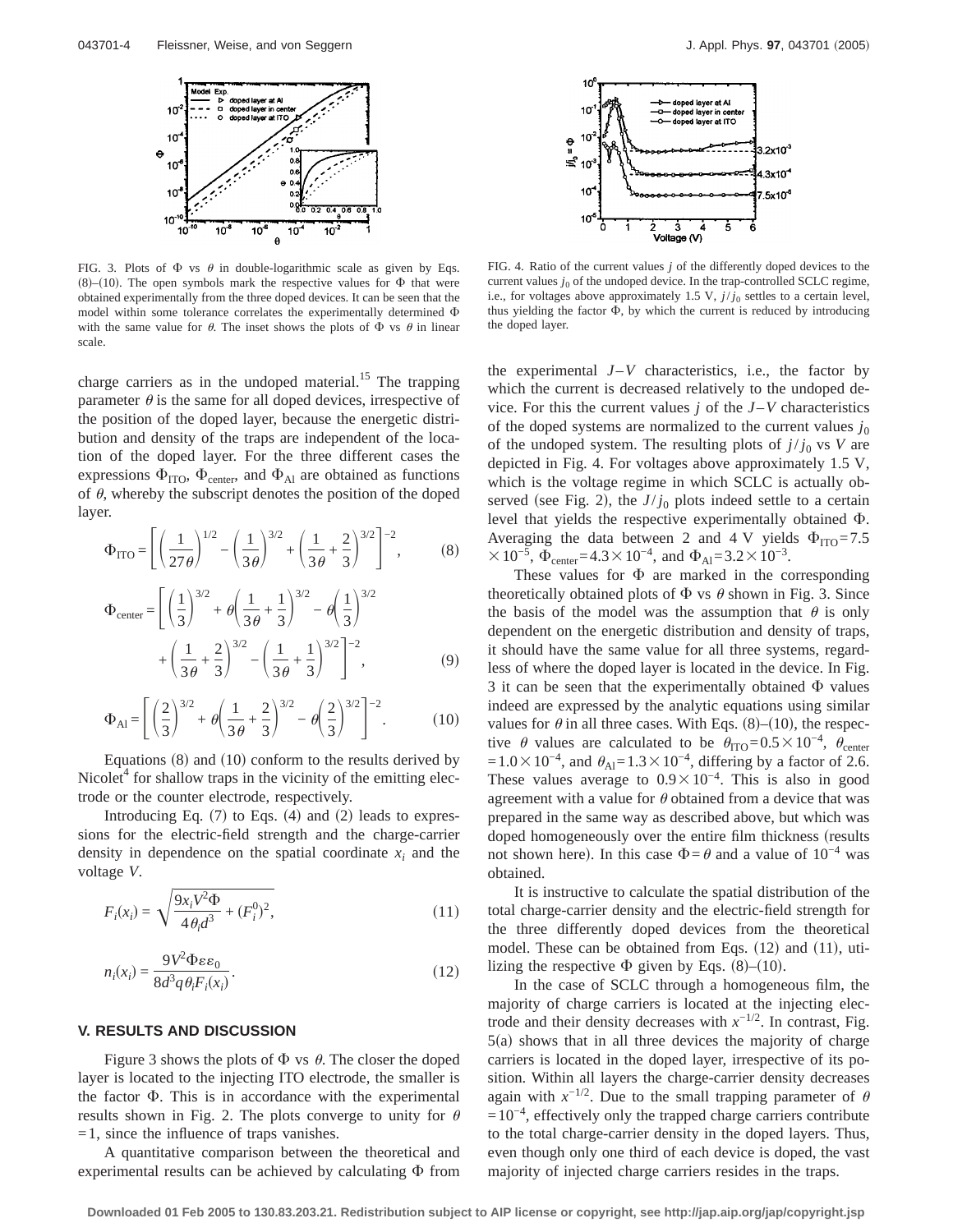FIG. 3. Plots of $\Phi$ vs $\theta$ in double-logarithmic scale as given by Eqs. (8)–(10). The open symbols mark the respective values for $\Phi$ that were obtained experimentally from the three doped devices. It can be seen that the model within some tolerance correlates the experimentally determined $\Phi$ with the same value for $\theta$. The inset shows the plots of $\Phi$ vs $\theta$ in linear scale.

FIG. 4. Ratio of the current values $j$ of the differently doped devices to the current values $j_0$ of the undoped device. In the trap-controlled SCLC regime, i.e., for voltages above approximately 1.5 V, $j/j_0$ settles to a certain level, thus yielding the factor $\Phi$, by which the current is reduced by introducing the doped layer.

charge carriers as in the undoped material.[15] The trapping parameter $\theta$ is the same for all doped devices, irrespective of the position of the doped layer, because the energetic distribution and density of the traps are independent of the location of the doped layer. For the three different cases the expressions $\Phi_{\mathrm{ITO}}$, $\Phi_{\mathrm{center}}$, and $\Phi_{\mathrm{Al}}$ are obtained as functions of $\theta$, whereby the subscript denotes the position of the doped layer.

$$\Phi_{\mathrm{ITO}} = \left[ \left( \frac{1}{27\theta} \right)^{1/2} - \left( \frac{1}{3\theta} \right)^{3/2} + \left( \frac{1}{3\theta} + \frac{2}{3} \right)^{3/2} \right]^{-2}, \tag{8}$$

$$\Phi_{\mathrm{center}} = \left[ \left( \frac{1}{3} \right)^{3/2} + \theta \left( \frac{1}{3\theta} + \frac{1}{3} \right)^{3/2} - \theta \left( \frac{1}{3} \right)^{3/2} + \left( \frac{1}{3\theta} + \frac{2}{3} \right)^{3/2} - \left( \frac{1}{3\theta} + \frac{1}{3} \right)^{3/2} \right]^{-2}, \tag{9}$$

$$\Phi_{\mathrm{Al}} = \left[ \left( \frac{2}{3} \right)^{3/2} + \theta \left( \frac{1}{3\theta} + \frac{2}{3} \right)^{3/2} - \theta \left( \frac{2}{3} \right)^{3/2} \right]^{-2}. \tag{10}$$

Equations (8) and (10) conform to the results derived by Nicolet[4] for shallow traps in the vicinity of the emitting electrode or the counter electrode, respectively.

Introducing Eq. (7) to Eqs. (4) and (2) leads to expressions for the electric-field strength and the charge-carrier density in dependence on the spatial coordinate $x_i$ and the voltage $V$.

$$F_i(x_i) = \sqrt{\frac{9x_i V^2 \Phi}{4\theta_i d^3} + (F_i^0)^2}, \tag{11}$$

$$n_i(x_i) = \frac{9V^2 \Phi \varepsilon \varepsilon_0}{8d^3 q \theta_i F_i(x_i)}. \tag{12}$$

## V. RESULTS AND DISCUSSION

Figure 3 shows the plots of $\Phi$ vs $\theta$. The closer the doped layer is located to the injecting ITO electrode, the smaller is the factor $\Phi$. This is in accordance with the experimental results shown in Fig. 2. The plots converge to unity for $\theta = 1$, since the influence of traps vanishes.

A quantitative comparison between the theoretical and experimental results can be achieved by calculating $\Phi$ from the experimental $J$–$V$ characteristics, i.e., the factor by which the current is decreased relatively to the undoped device. For this the current values $j$ of the $J$–$V$ characteristics of the doped systems are normalized to the current values $j_0$ of the undoped system. The resulting plots of $j/j_0$ vs $V$ are depicted in Fig. 4. For voltages above approximately 1.5 V, which is the voltage regime in which SCLC is actually observed (see Fig. 2), the $J/j_0$ plots indeed settle to a certain level that yields the respective experimentally obtained $\Phi$. Averaging the data between 2 and 4 V yields $\Phi_{\mathrm{ITO}} = 7.5 \times 10^{-5}$, $\Phi_{\mathrm{center}} = 4.3 \times 10^{-4}$, and $\Phi_{\mathrm{Al}} = 3.2 \times 10^{-3}$.

These values for $\Phi$ are marked in the corresponding theoretically obtained plots of $\Phi$ vs $\theta$ shown in Fig. 3. Since the basis of the model was the assumption that $\theta$ is only dependent on the energetic distribution and density of traps, it should have the same value for all three systems, regardless of where the doped layer is located in the device. In Fig. 3 it can be seen that the experimentally obtained $\Phi$ values indeed are expressed by the analytic equations using similar values for $\theta$ in all three cases. With Eqs. (8)–(10), the respective $\theta$ values are calculated to be $\theta_{\mathrm{ITO}} = 0.5 \times 10^{-4}$, $\theta_{\mathrm{center}} = 1.0 \times 10^{-4}$, and $\theta_{\mathrm{Al}} = 1.3 \times 10^{-4}$, differing by a factor of 2.6. These values average to $0.9 \times 10^{-4}$. This is also in good agreement with a value for $\theta$ obtained from a device that was prepared in the same way as described above, but which was doped homogeneously over the entire film thickness (results not shown here). In this case $\Phi = \theta$ and a value of $10^{-4}$ was obtained.

It is instructive to calculate the spatial distribution of the total charge-carrier density and the electric-field strength for the three differently doped devices from the theoretical model. These can be obtained from Eqs. (12) and (11), utilizing the respective $\Phi$ given by Eqs. (8)–(10).

In the case of SCLC through a homogeneous film, the majority of charge carriers is located at the injecting electrode and their density decreases with $x^{-1/2}$. In contrast, Fig. 5(a) shows that in all three devices the majority of charge carriers is located in the doped layer, irrespective of its position. Within all layers the charge-carrier density decreases again with $x^{-1/2}$. Due to the small trapping parameter of $\theta = 10^{-4}$, effectively only the trapped charge carriers contribute to the total charge-carrier density in the doped layers. Thus, even though only one third of each device is doped, the vast majority of injected charge carriers resides in the traps.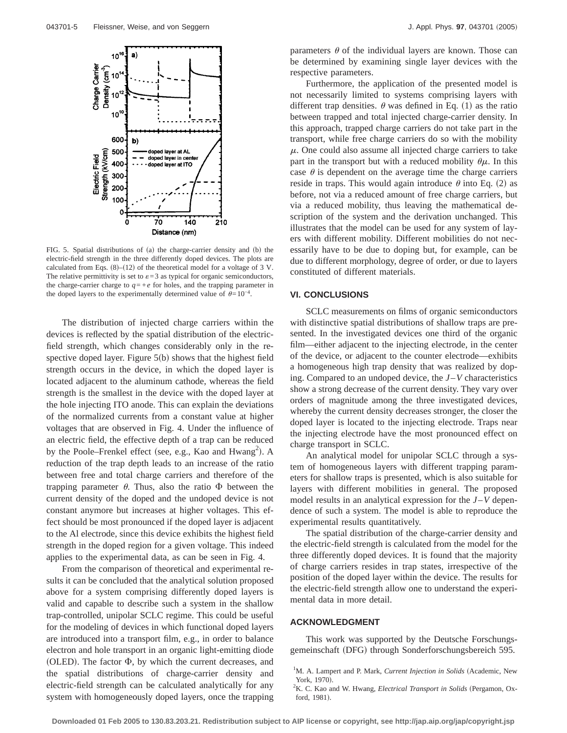FIG. 5. Spatial distributions of (a) the charge-carrier density and (b) the electric-field strength in the three differently doped devices. The plots are calculated from Eqs. (8)–(12) of the theoretical model for a voltage of 3 V. The relative permittivity is set to $\varepsilon=3$ as typical for organic semiconductors, the charge-carrier charge to $q=+e$ for holes, and the trapping parameter in the doped layers to the experimentally determined value of $\theta=10^{-4}$.

The distribution of injected charge carriers within the devices is reflected by the spatial distribution of the electric-field strength, which changes considerably only in the respective doped layer. Figure 5(b) shows that the highest field strength occurs in the device, in which the doped layer is located adjacent to the aluminum cathode, whereas the field strength is the smallest in the device with the doped layer at the hole injecting ITO anode. This can explain the deviations of the normalized currents from a constant value at higher voltages that are observed in Fig. 4. Under the influence of an electric field, the effective depth of a trap can be reduced by the Poole–Frenkel effect (see, e.g., Kao and Hwang[2]). A reduction of the trap depth leads to an increase of the ratio between free and total charge carriers and therefore of the trapping parameter $\theta$. Thus, also the ratio $\Phi$ between the current density of the doped and the undoped device is not constant anymore but increases at higher voltages. This effect should be most pronounced if the doped layer is adjacent to the Al electrode, since this device exhibits the highest field strength in the doped region for a given voltage. This indeed applies to the experimental data, as can be seen in Fig. 4.

From the comparison of theoretical and experimental results it can be concluded that the analytical solution proposed above for a system comprising differently doped layers is valid and capable to describe such a system in the shallow trap-controlled, unipolar SCLC regime. This could be useful for the modeling of devices in which functional doped layers are introduced into a transport film, e.g., in order to balance electron and hole transport in an organic light-emitting diode (OLED). The factor $\Phi$, by which the current decreases, and the spatial distributions of charge-carrier density and electric-field strength can be calculated analytically for any system with homogeneously doped layers, once the trapping parameters $\theta$ of the individual layers are known. Those can be determined by examining single layer devices with the respective parameters.

Furthermore, the application of the presented model is not necessarily limited to systems comprising layers with different trap densities. $\theta$ was defined in Eq. (1) as the ratio between trapped and total injected charge-carrier density. In this approach, trapped charge carriers do not take part in the transport, while free charge carriers do so with the mobility $\mu$. One could also assume all injected charge carriers to take part in the transport but with a reduced mobility $\theta\mu$. In this case $\theta$ is dependent on the average time the charge carriers reside in traps. This would again introduce $\theta$ into Eq. (2) as before, not via a reduced amount of free charge carriers, but via a reduced mobility, thus leaving the mathematical description of the system and the derivation unchanged. This illustrates that the model can be used for any system of layers with different mobility. Different mobilities do not necessarily have to be due to doping but, for example, can be due to different morphology, degree of order, or due to layers constituted of different materials.

## VI. CONCLUSIONS

SCLC measurements on films of organic semiconductors with distinctive spatial distributions of shallow traps are presented. In the investigated devices one third of the organic film—either adjacent to the injecting electrode, in the center of the device, or adjacent to the counter electrode—exhibits a homogeneous high trap density that was realized by doping. Compared to an undoped device, the $J$–$V$ characteristics show a strong decrease of the current density. They vary over orders of magnitude among the three investigated devices, whereby the current density decreases stronger, the closer the doped layer is located to the injecting electrode. Traps near the injecting electrode have the most pronounced effect on charge transport in SCLC.

An analytical model for unipolar SCLC through a system of homogeneous layers with different trapping parameters for shallow traps is presented, which is also suitable for layers with different mobilities in general. The proposed model results in an analytical expression for the $J$–$V$ dependence of such a system. The model is able to reproduce the experimental results quantitatively.

The spatial distribution of the charge-carrier density and the electric-field strength is calculated from the model for the three differently doped devices. It is found that the majority of charge carriers resides in trap states, irrespective of the position of the doped layer within the device. The results for the electric-field strength allow one to understand the experimental data in more detail.

## ACKNOWLEDGMENT

This work was supported by the Deutsche Forschungsgemeinschaft (DFG) through Sonderforschungsbereich 595.

[1] M. A. Lampert and P. Mark, *Current Injection in Solids* (Academic, New York, 1970).

[2] K. C. Kao and W. Hwang, *Electrical Transport in Solids* (Pergamon, Oxford, 1981).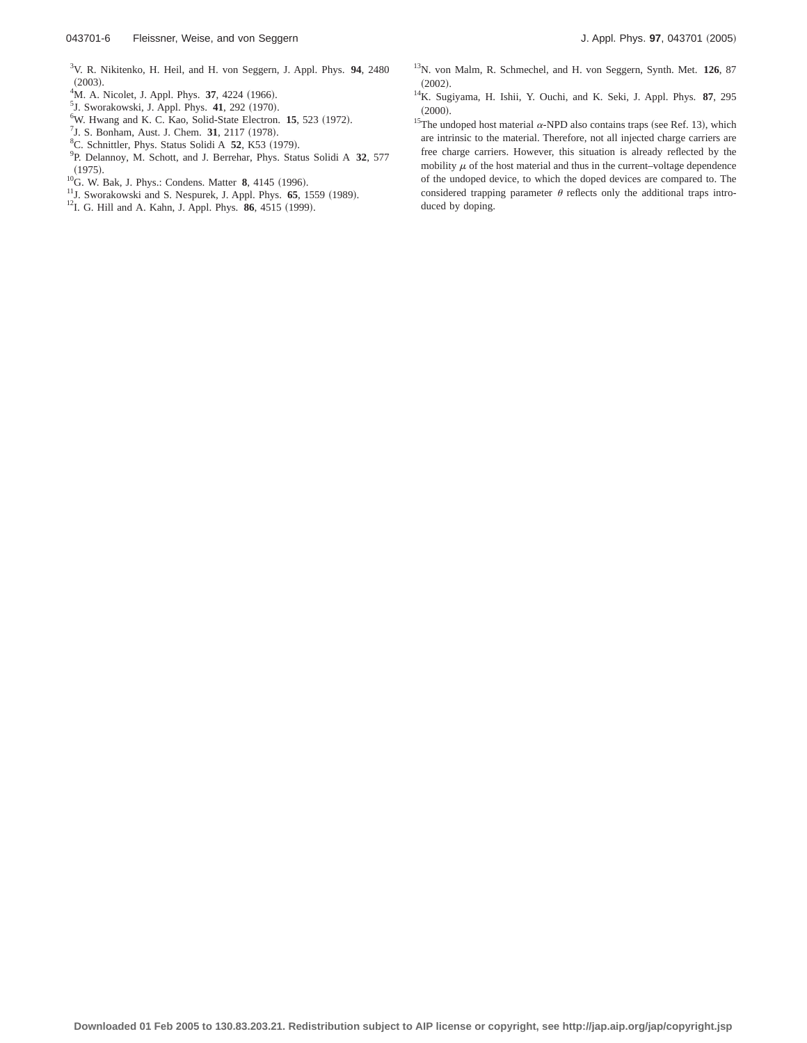[3]V. R. Nikitenko, H. Heil, and H. von Seggern, J. Appl. Phys. **94**, 2480 (2003).

[4]M. A. Nicolet, J. Appl. Phys. **37**, 4224 (1966).

[5]J. Sworakowski, J. Appl. Phys. **41**, 292 (1970).

[6]W. Hwang and K. C. Kao, Solid-State Electron. **15**, 523 (1972).

[7]J. S. Bonham, Aust. J. Chem. **31**, 2117 (1978).

[8]C. Schnittler, Phys. Status Solidi A **52**, K53 (1979).

[9]P. Delannoy, M. Schott, and J. Berrehar, Phys. Status Solidi A **32**, 577 (1975).

[10]G. W. Bak, J. Phys.: Condens. Matter **8**, 4145 (1996).

[11]J. Sworakowski and S. Nespurek, J. Appl. Phys. **65**, 1559 (1989).

[12]I. G. Hill and A. Kahn, J. Appl. Phys. **86**, 4515 (1999).

[13]N. von Malm, R. Schmechel, and H. von Seggern, Synth. Met. **126**, 87 (2002).

[14]K. Sugiyama, H. Ishii, Y. Ouchi, and K. Seki, J. Appl. Phys. **87**, 295 (2000).

[15]The undoped host material $\alpha$-NPD also contains traps (see Ref. 13), which are intrinsic to the material. Therefore, not all injected charge carriers are free charge carriers. However, this situation is already reflected by the mobility $\mu$ of the host material and thus in the current–voltage dependence of the undoped device, to which the doped devices are compared to. The considered trapping parameter $\theta$ reflects only the additional traps introduced by doping.